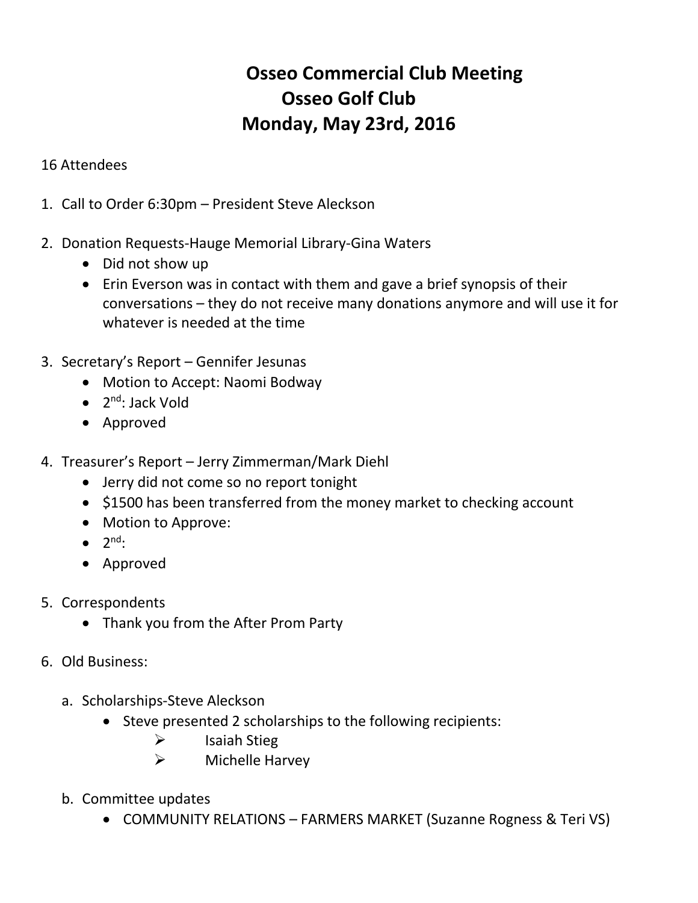# Osseo Commercial Club Meeting
## Osseo Golf Club
## Monday, May 23rd, 2016

16 Attendees

1. Call to Order 6:30pm – President Steve Aleckson

2. Donation Requests-Hauge Memorial Library-Gina Waters
   - Did not show up
   - Erin Everson was in contact with them and gave a brief synopsis of their conversations – they do not receive many donations anymore and will use it for whatever is needed at the time

3. Secretary's Report – Gennifer Jesunas
   - Motion to Accept: Naomi Bodway
   - 2nd: Jack Vold
   - Approved

4. Treasurer's Report – Jerry Zimmerman/Mark Diehl
   - Jerry did not come so no report tonight
   - $1500 has been transferred from the money market to checking account
   - Motion to Approve:
   - 2nd:
   - Approved

5. Correspondents
   - Thank you from the After Prom Party

6. Old Business:

   a. Scholarships-Steve Aleckson
      - Steve presented 2 scholarships to the following recipients:
        - Isaiah Stieg
        - Michelle Harvey

   b. Committee updates
      - COMMUNITY RELATIONS – FARMERS MARKET (Suzanne Rogness & Teri VS)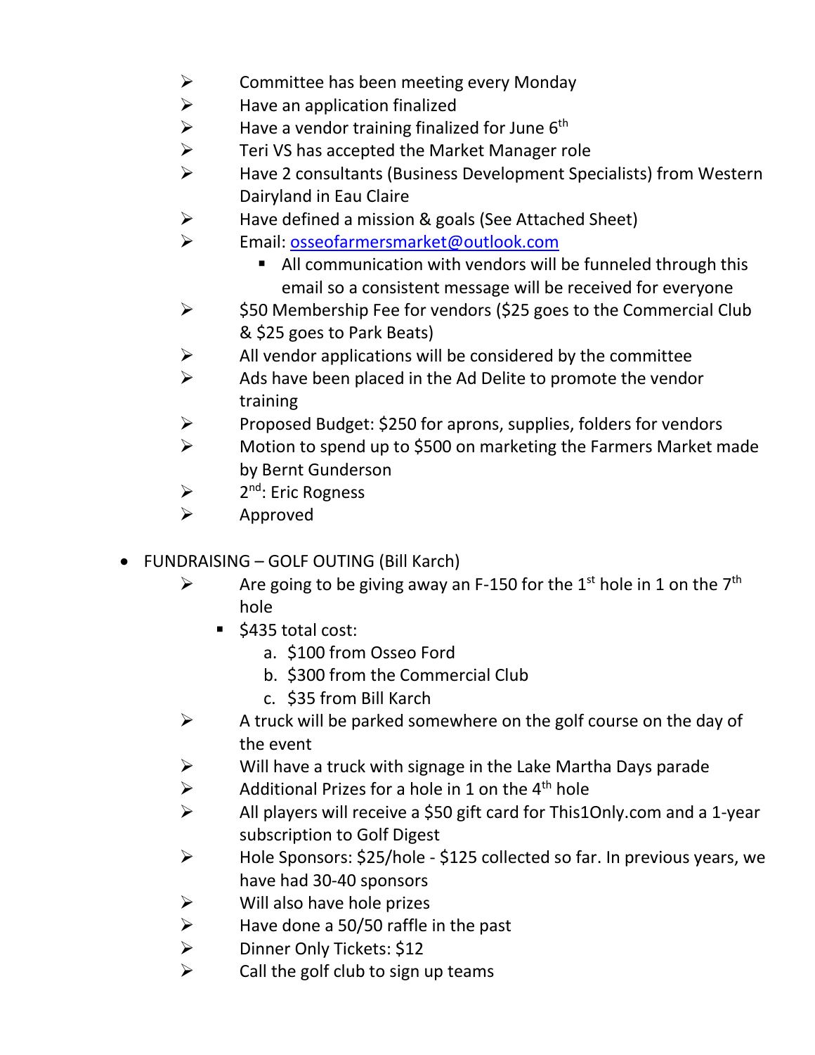- Committee has been meeting every Monday
- Have an application finalized
- Have a vendor training finalized for June 6th
- Teri VS has accepted the Market Manager role
- Have 2 consultants (Business Development Specialists) from Western Dairyland in Eau Claire
- Have defined a mission & goals (See Attached Sheet)
- Email: osseofarmersmarket@outlook.com
  - All communication with vendors will be funneled through this email so a consistent message will be received for everyone
- $50 Membership Fee for vendors ($25 goes to the Commercial Club & $25 goes to Park Beats)
- All vendor applications will be considered by the committee
- Ads have been placed in the Ad Delite to promote the vendor training
- Proposed Budget: $250 for aprons, supplies, folders for vendors
- Motion to spend up to $500 on marketing the Farmers Market made by Bernt Gunderson
- 2nd: Eric Rogness
- Approved

- FUNDRAISING – GOLF OUTING (Bill Karch)
  - Are going to be giving away an F-150 for the 1st hole in 1 on the 7th hole
    - $435 total cost:
      a. $100 from Osseo Ford
      b. $300 from the Commercial Club
      c. $35 from Bill Karch
  - A truck will be parked somewhere on the golf course on the day of the event
  - Will have a truck with signage in the Lake Martha Days parade
  - Additional Prizes for a hole in 1 on the 4th hole
  - All players will receive a $50 gift card for This1Only.com and a 1-year subscription to Golf Digest
  - Hole Sponsors: $25/hole - $125 collected so far. In previous years, we have had 30-40 sponsors
  - Will also have hole prizes
  - Have done a 50/50 raffle in the past
  - Dinner Only Tickets: $12
  - Call the golf club to sign up teams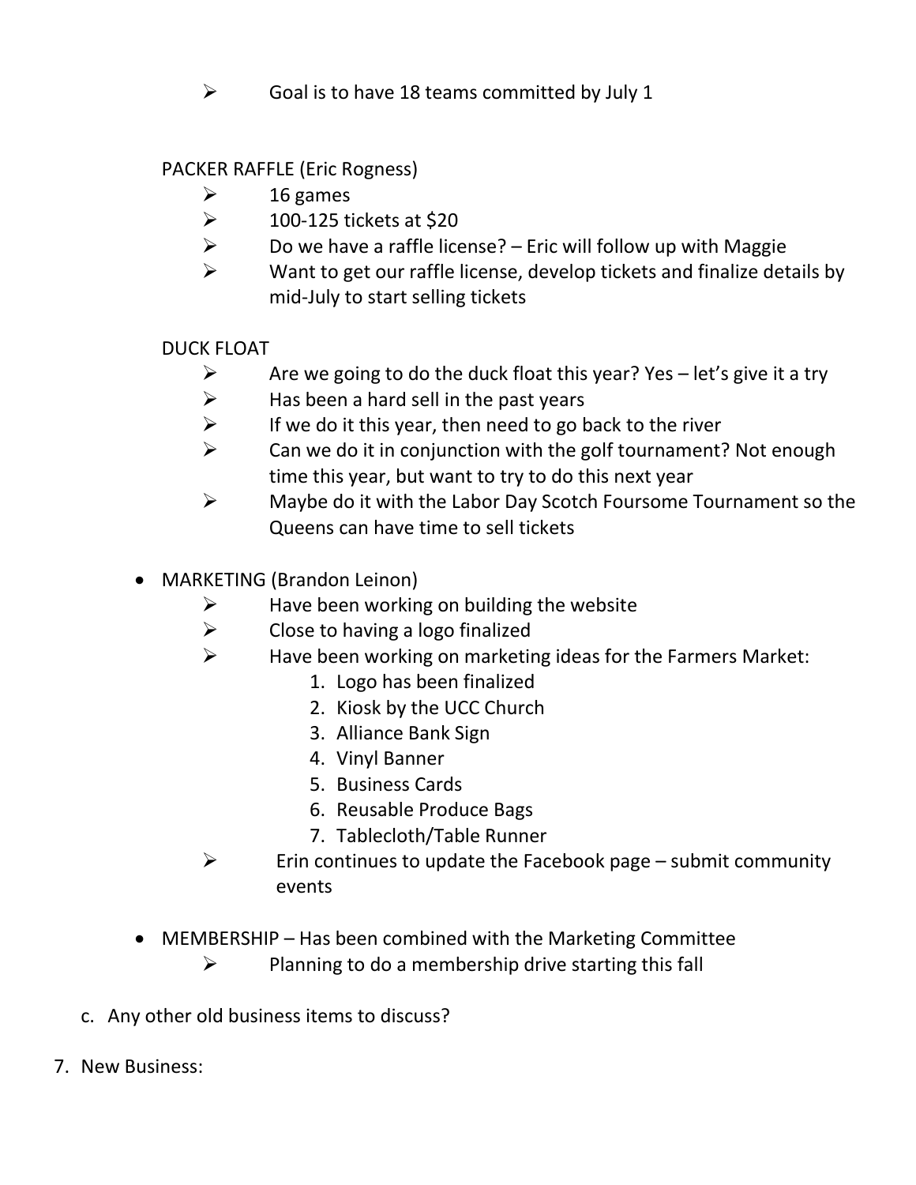- Goal is to have 18 teams committed by July 1

PACKER RAFFLE (Eric Rogness)

- 16 games
- 100-125 tickets at $20
- Do we have a raffle license? – Eric will follow up with Maggie
- Want to get our raffle license, develop tickets and finalize details by mid-July to start selling tickets

DUCK FLOAT

- Are we going to do the duck float this year? Yes – let's give it a try
- Has been a hard sell in the past years
- If we do it this year, then need to go back to the river
- Can we do it in conjunction with the golf tournament? Not enough time this year, but want to try to do this next year
- Maybe do it with the Labor Day Scotch Foursome Tournament so the Queens can have time to sell tickets

- MARKETING (Brandon Leinon)
  - Have been working on building the website
  - Close to having a logo finalized
  - Have been working on marketing ideas for the Farmers Market:
    1. Logo has been finalized
    2. Kiosk by the UCC Church
    3. Alliance Bank Sign
    4. Vinyl Banner
    5. Business Cards
    6. Reusable Produce Bags
    7. Tablecloth/Table Runner
  - Erin continues to update the Facebook page – submit community events

- MEMBERSHIP – Has been combined with the Marketing Committee
  - Planning to do a membership drive starting this fall

c. Any other old business items to discuss?

7. New Business: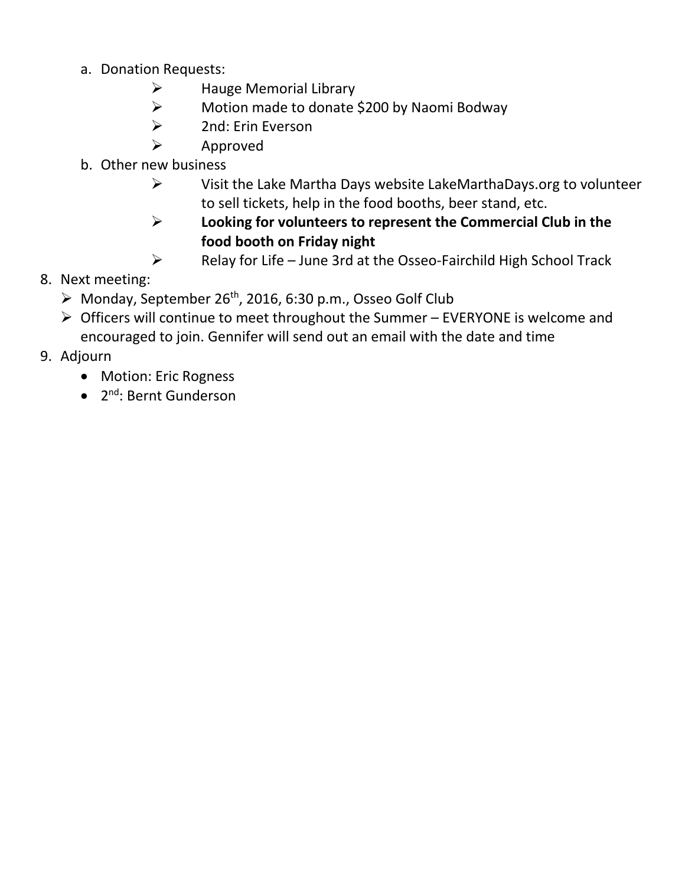a. Donation Requests:
    - Hauge Memorial Library
    - Motion made to donate $200 by Naomi Bodway
    - 2nd: Erin Everson
    - Approved
b. Other new business
    - Visit the Lake Martha Days website LakeMarthaDays.org to volunteer to sell tickets, help in the food booths, beer stand, etc.
    - **Looking for volunteers to represent the Commercial Club in the food booth on Friday night**
    - Relay for Life – June 3rd at the Osseo-Fairchild High School Track

8. Next meeting:
    - Monday, September 26th, 2016, 6:30 p.m., Osseo Golf Club
    - Officers will continue to meet throughout the Summer – EVERYONE is welcome and encouraged to join. Gennifer will send out an email with the date and time
9. Adjourn
    - Motion: Eric Rogness
    - 2nd: Bernt Gunderson